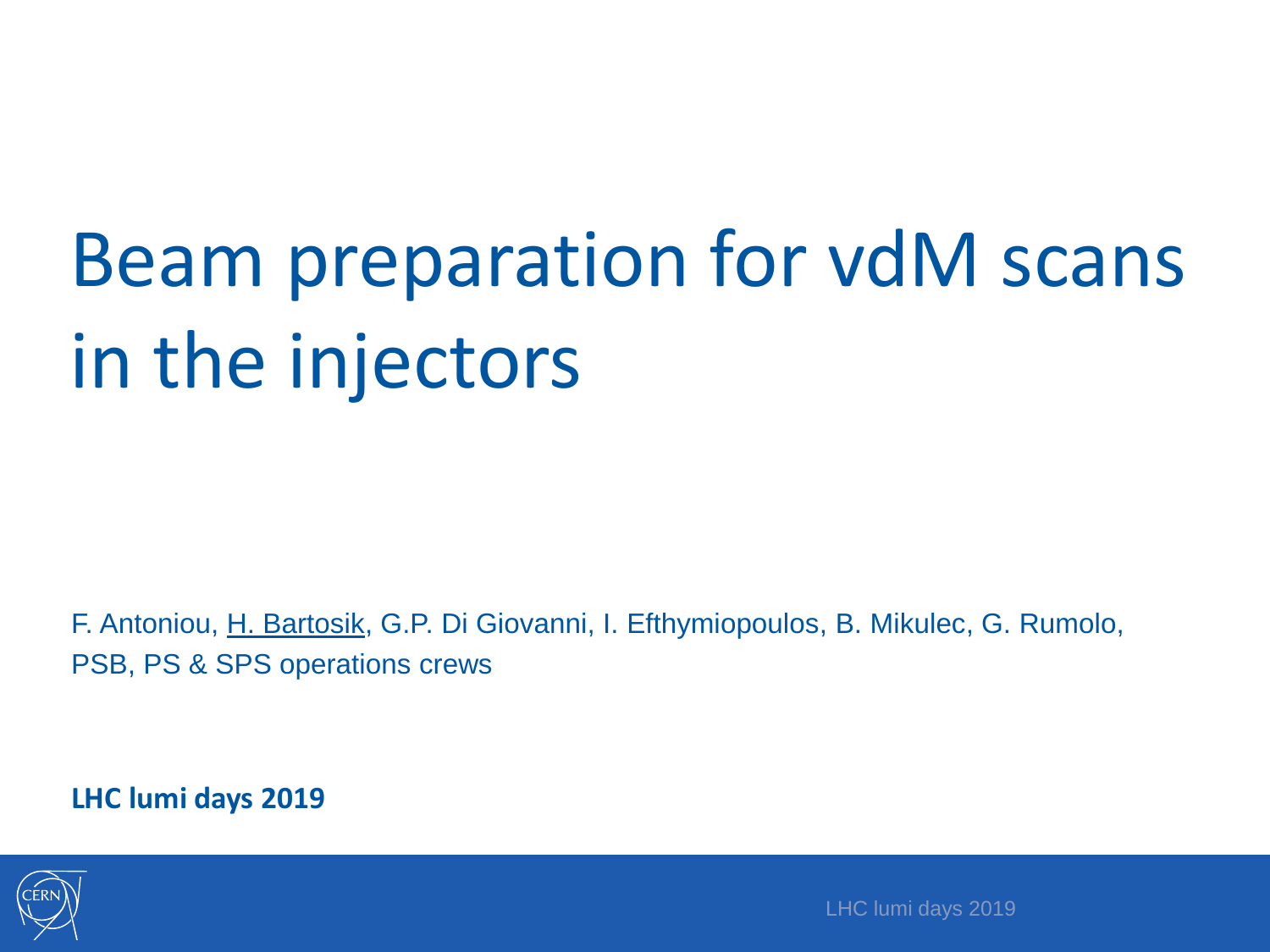# Beam preparation for vdM scans in the injectors

F. Antoniou, H. Bartosik, G.P. Di Giovanni, I. Efthymiopoulos, B. Mikulec, G. Rumolo, PSB, PS & SPS operations crews

**LHC lumi days 2019**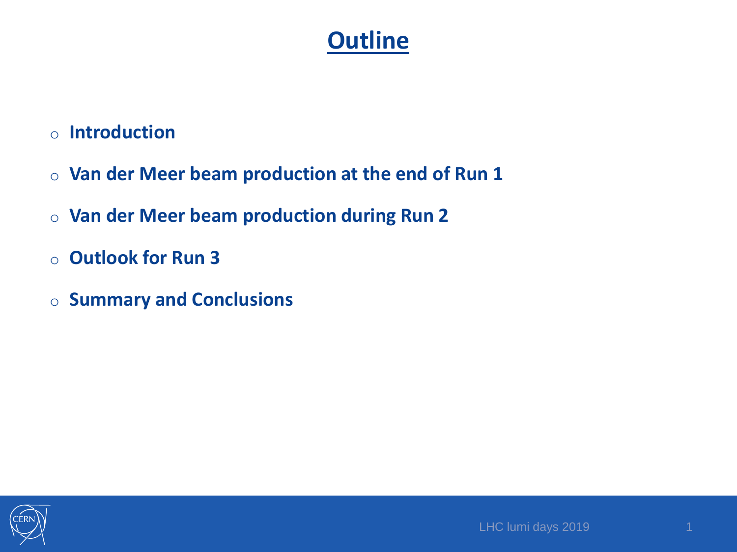# Outline

- **Introduction**
- **Van der Meer beam production at the end of Run 1**
- **Van der Meer beam production during Run 2**
- **Outlook for Run 3**
- **Summary and Conclusions**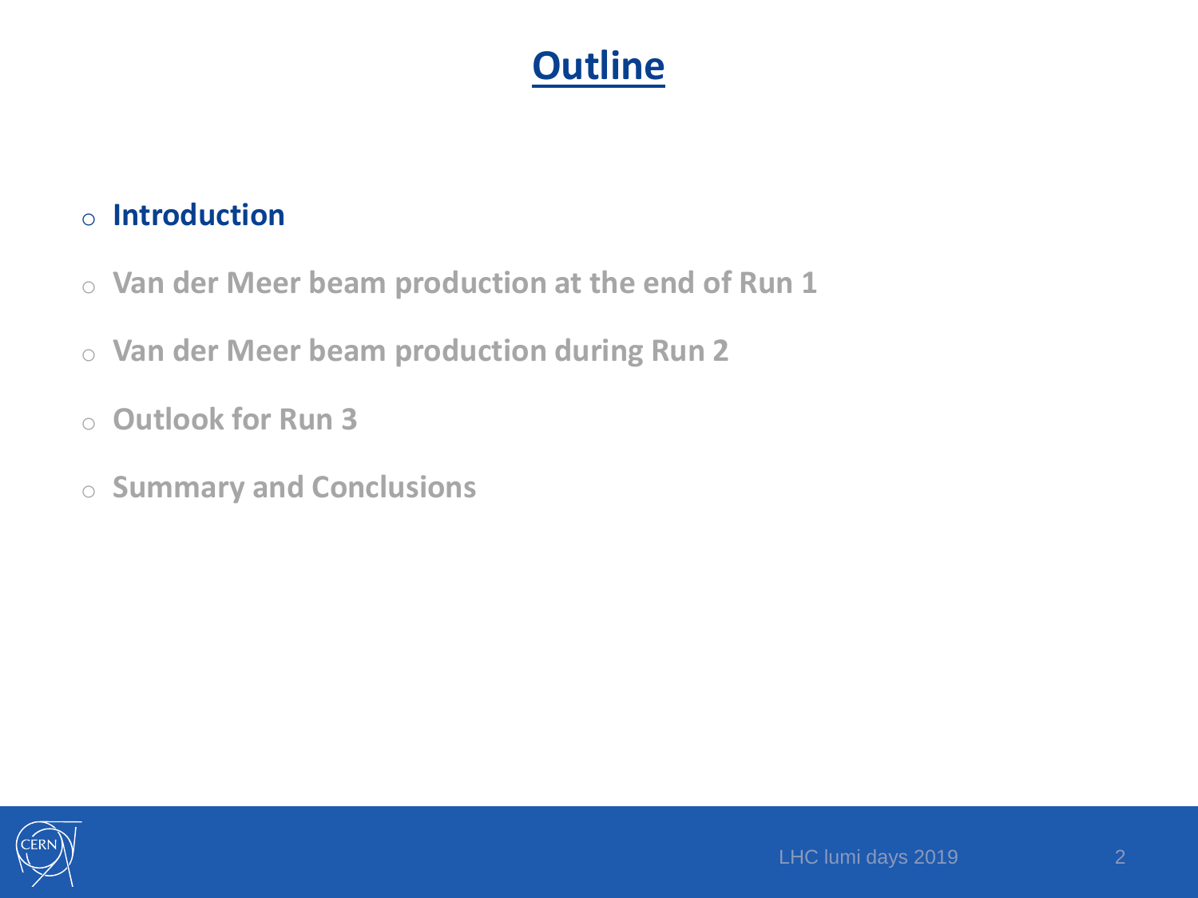# Outline

- **Introduction**
- **Van der Meer beam production at the end of Run 1**
- **Van der Meer beam production during Run 2**
- **Outlook for Run 3**
- **Summary and Conclusions**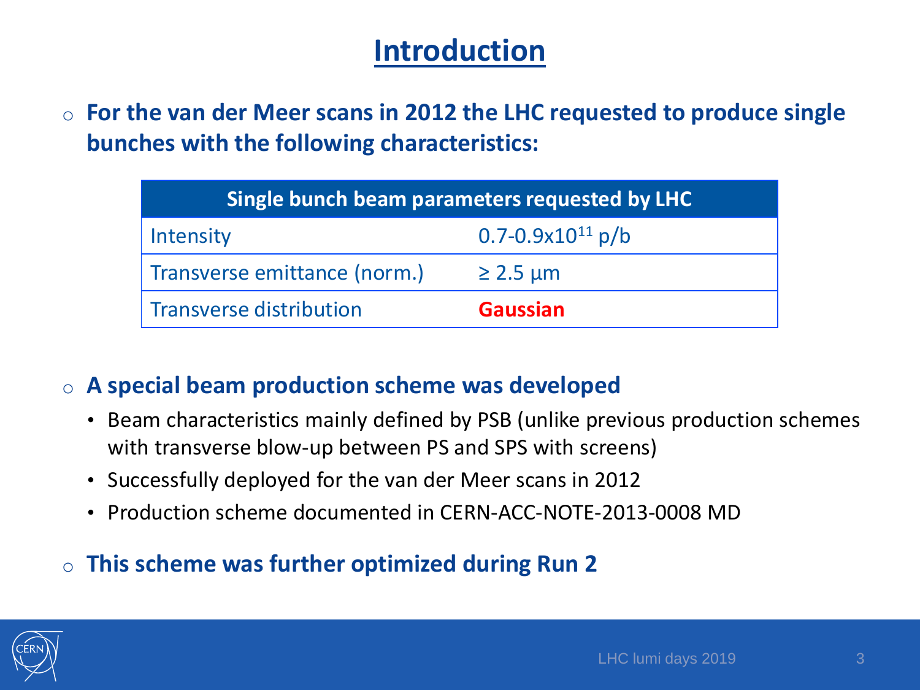# Introduction

- **For the van der Meer scans in 2012 the LHC requested to produce single bunches with the following characteristics:**

| Single bunch beam parameters requested by LHC | |
|---|---|
| Intensity | 0.7-0.9x$10^{11}$ p/b |
| Transverse emittance (norm.) | ≥ 2.5 μm |
| Transverse distribution | **Gaussian** |

- **A special beam production scheme was developed**
  - Beam characteristics mainly defined by PSB (unlike previous production schemes with transverse blow-up between PS and SPS with screens)
  - Successfully deployed for the van der Meer scans in 2012
  - Production scheme documented in CERN-ACC-NOTE-2013-0008 MD
- **This scheme was further optimized during Run 2**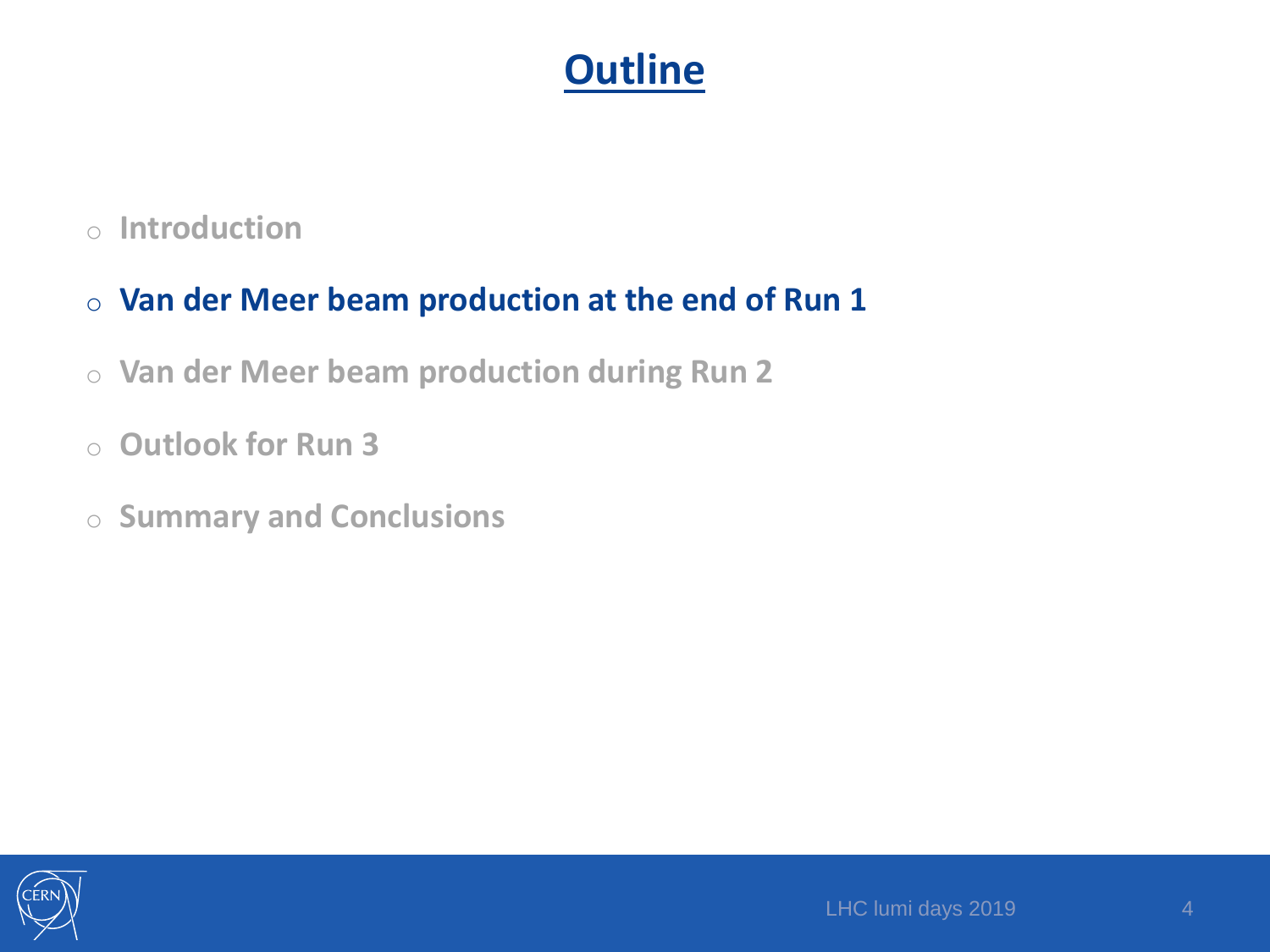# Outline

- Introduction
- **Van der Meer beam production at the end of Run 1**
- Van der Meer beam production during Run 2
- Outlook for Run 3
- Summary and Conclusions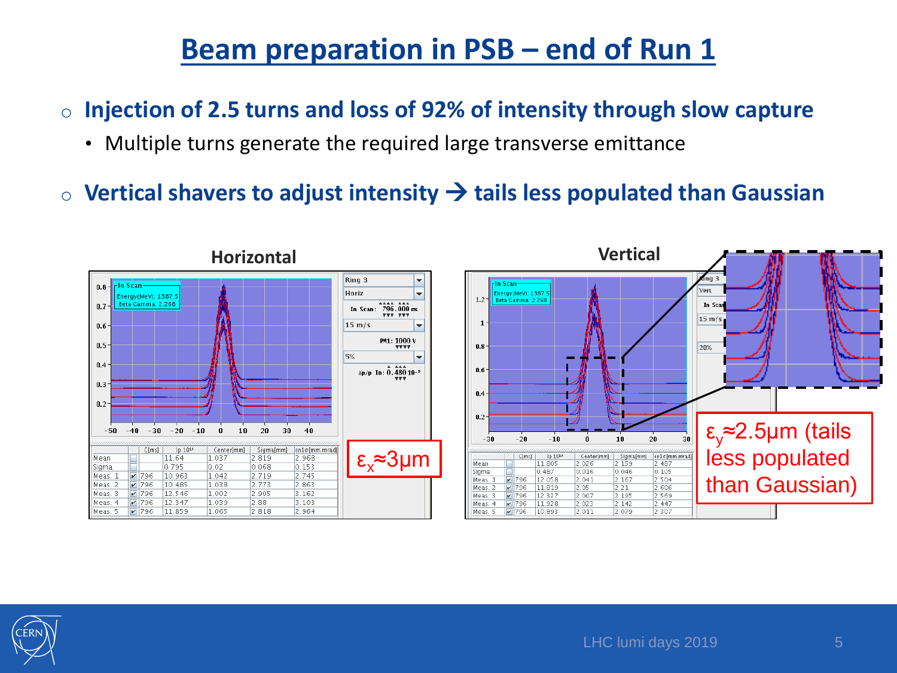# Beam preparation in PSB – end of Run 1

- **Injection of 2.5 turns and loss of 92% of intensity through slow capture**
  - Multiple turns generate the required large transverse emittance
- **Vertical shavers to adjust intensity → tails less populated than Gaussian**

**Horizontal**

| | | C[ms] | Ip 10¹⁰ | Center[mm] | Sigma[mm] | εn1σ[mm.mrad] |
|---|---|---|---|---|---|---|
| Mean | | | 11.64 | 1.037 | 2.819 | 2.968 |
| Sigma | | | 0.795 | 0.02 | 0.068 | 0.153 |
| Meas. 1 | ✓ | 796 | 10.963 | 1.042 | 2.719 | 2.745 |
| Meas. 2 | ✓ | 796 | 10.485 | 1.038 | 2.773 | 2.863 |
| Meas. 3 | ✓ | 796 | 12.546 | 1.002 | 2.905 | 3.162 |
| Meas. 4 | ✓ | 796 | 12.347 | 1.039 | 2.88 | 3.103 |
| Meas. 5 | ✓ | 796 | 11.859 | 1.065 | 2.818 | 2.964 |

$\varepsilon_x \approx 3\mu m$

**Vertical**

| | | C[ms] | Ip 10¹⁰ | Center[mm] | Sigma[mm] | εn1σ[mm.mrad] |
|---|---|---|---|---|---|---|
| Mean | | | 11.805 | 2.026 | 2.159 | 2.487 |
| Sigma | | | 0.487 | 0.016 | 0.046 | 0.105 |
| Meas. 1 | ✓ | 796 | 12.058 | 2.041 | 2.167 | 2.504 |
| Meas. 2 | ✓ | 796 | 11.819 | 2.05 | 2.21 | 2.606 |
| Meas. 3 | ✓ | 796 | 12.327 | 2.007 | 2.195 | 2.569 |
| Meas. 4 | ✓ | 796 | 11.928 | 2.023 | 2.142 | 2.447 |
| Meas. 5 | ✓ | 796 | 10.893 | 2.011 | 2.079 | 2.307 |

$\varepsilon_y \approx 2.5\mu m$ (tails less populated than Gaussian)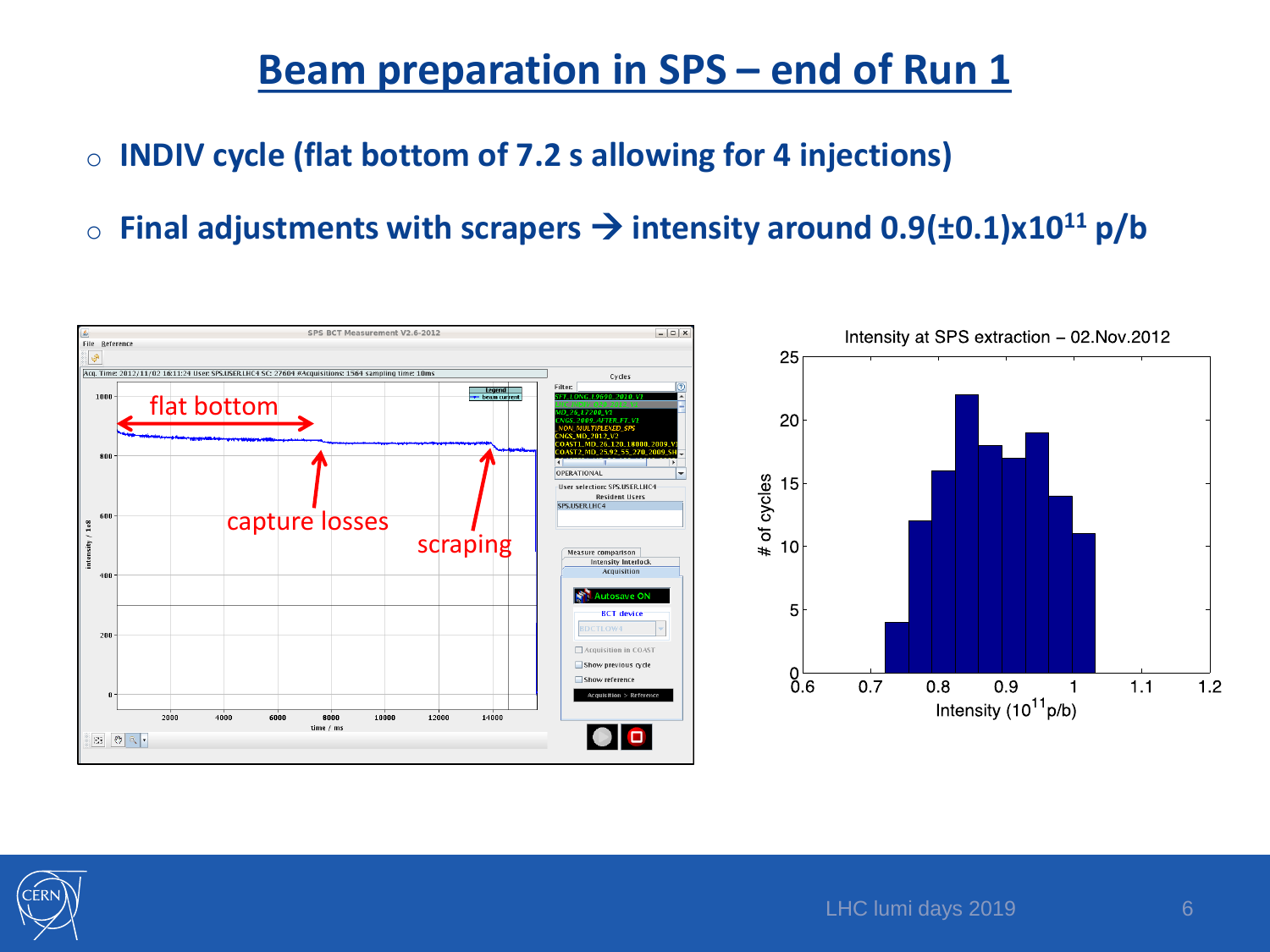# Beam preparation in SPS – end of Run 1

- **INDIV cycle (flat bottom of 7.2 s allowing for 4 injections)**
- **Final adjustments with scrapers → intensity around 0.9(±0.1)x$10^{11}$ p/b**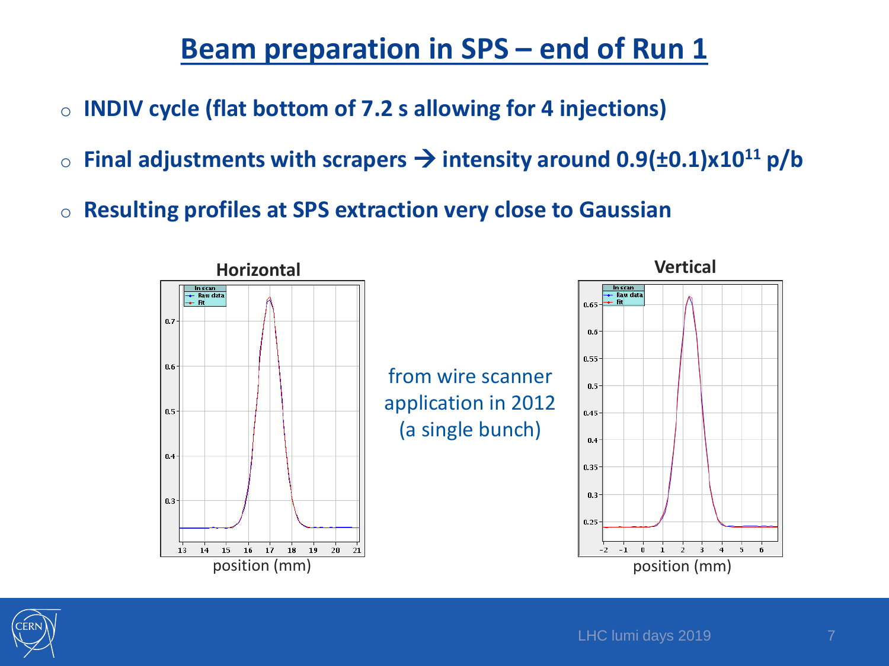# Beam preparation in SPS – end of Run 1

- **INDIV cycle (flat bottom of 7.2 s allowing for 4 injections)**
- **Final adjustments with scrapers → intensity around $0.9(\pm0.1)\times10^{11}$ p/b**
- **Resulting profiles at SPS extraction very close to Gaussian**

**Horizontal**

position (mm)

from wire scanner application in 2012 (a single bunch)

**Vertical**

position (mm)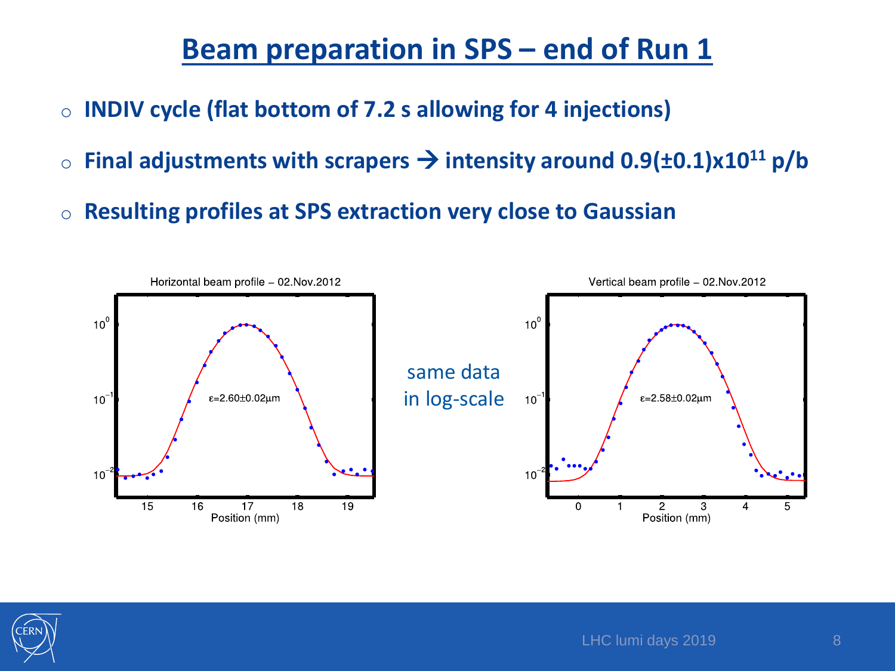# Beam preparation in SPS – end of Run 1

- INDIV cycle (flat bottom of 7.2 s allowing for 4 injections)
- Final adjustments with scrapers → intensity around $0.9(\pm 0.1) \times 10^{11}$ p/b
- Resulting profiles at SPS extraction very close to Gaussian

Horizontal beam profile – 02.Nov.2012

$\varepsilon = 2.60 \pm 0.02 \mu m$

same data in log-scale

Vertical beam profile – 02.Nov.2012

$\varepsilon = 2.58 \pm 0.02 \mu m$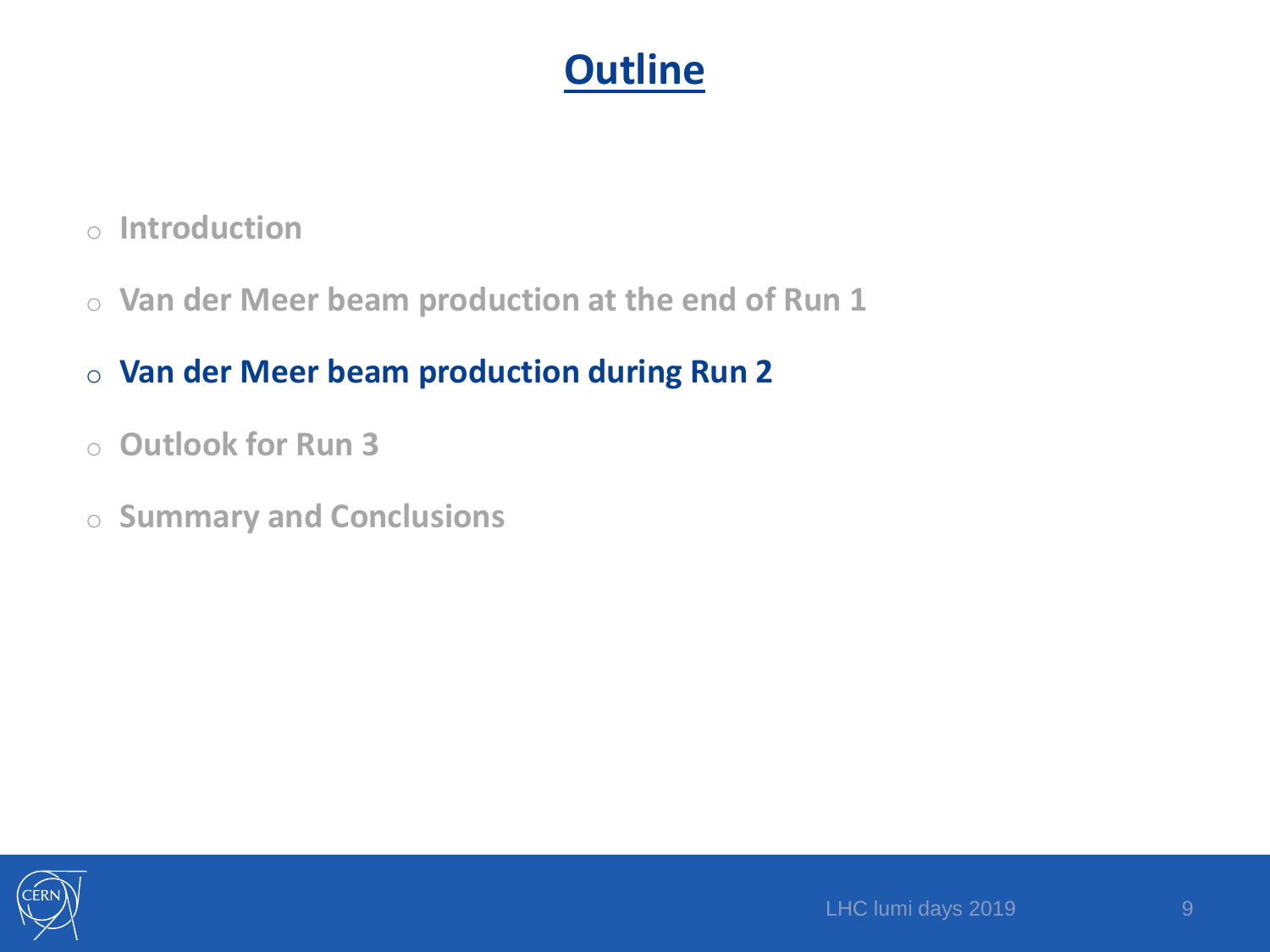# Outline

- Introduction
- Van der Meer beam production at the end of Run 1
- **Van der Meer beam production during Run 2**
- Outlook for Run 3
- Summary and Conclusions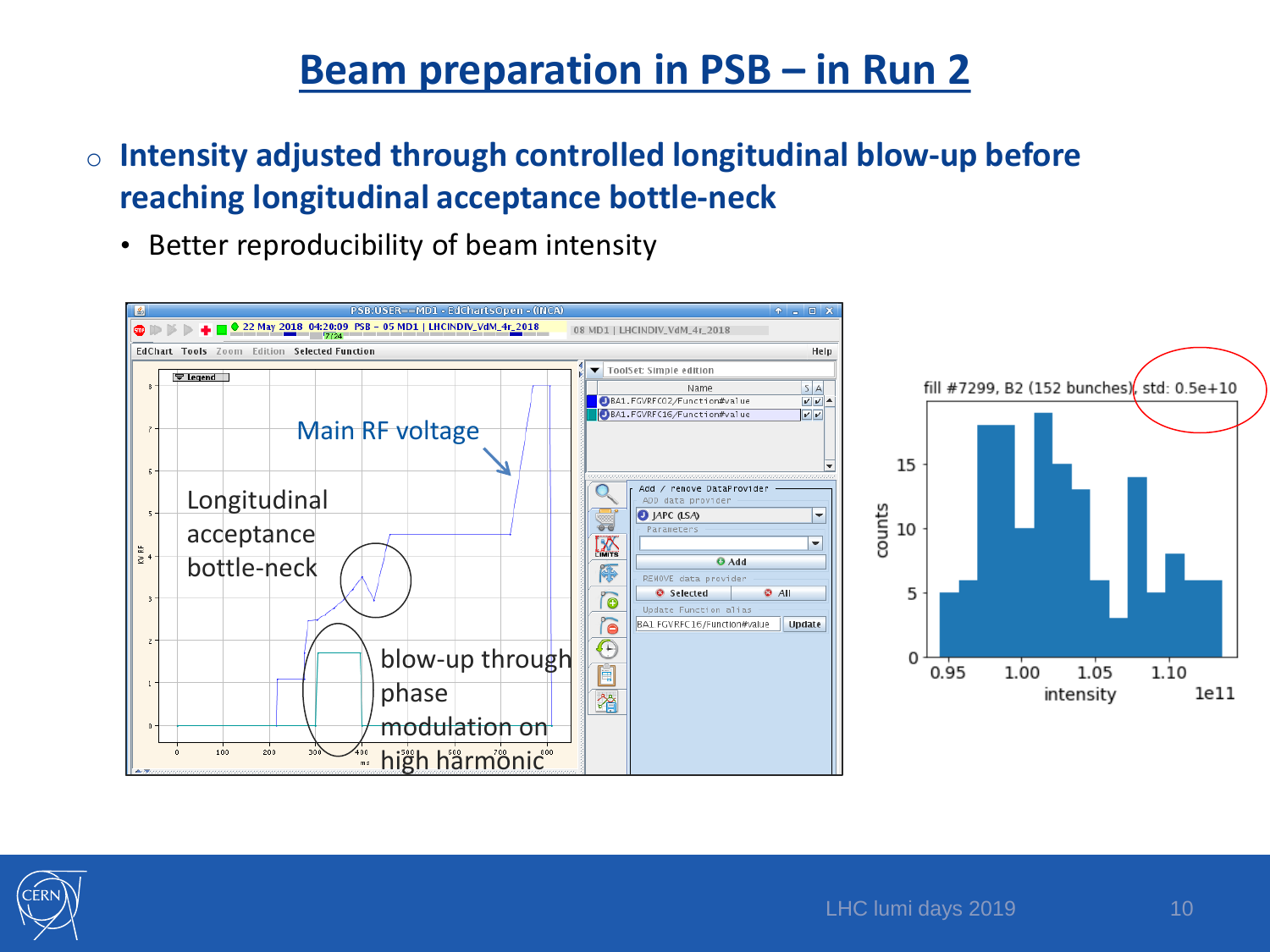# Beam preparation in PSB – in Run 2

- **Intensity adjusted through controlled longitudinal blow-up before reaching longitudinal acceptance bottle-neck**
  - Better reproducibility of beam intensity

Main RF voltage

Longitudinal acceptance bottle-neck

blow-up through phase modulation on high harmonic

fill #7299, B2 (152 bunches), std: 0.5e+10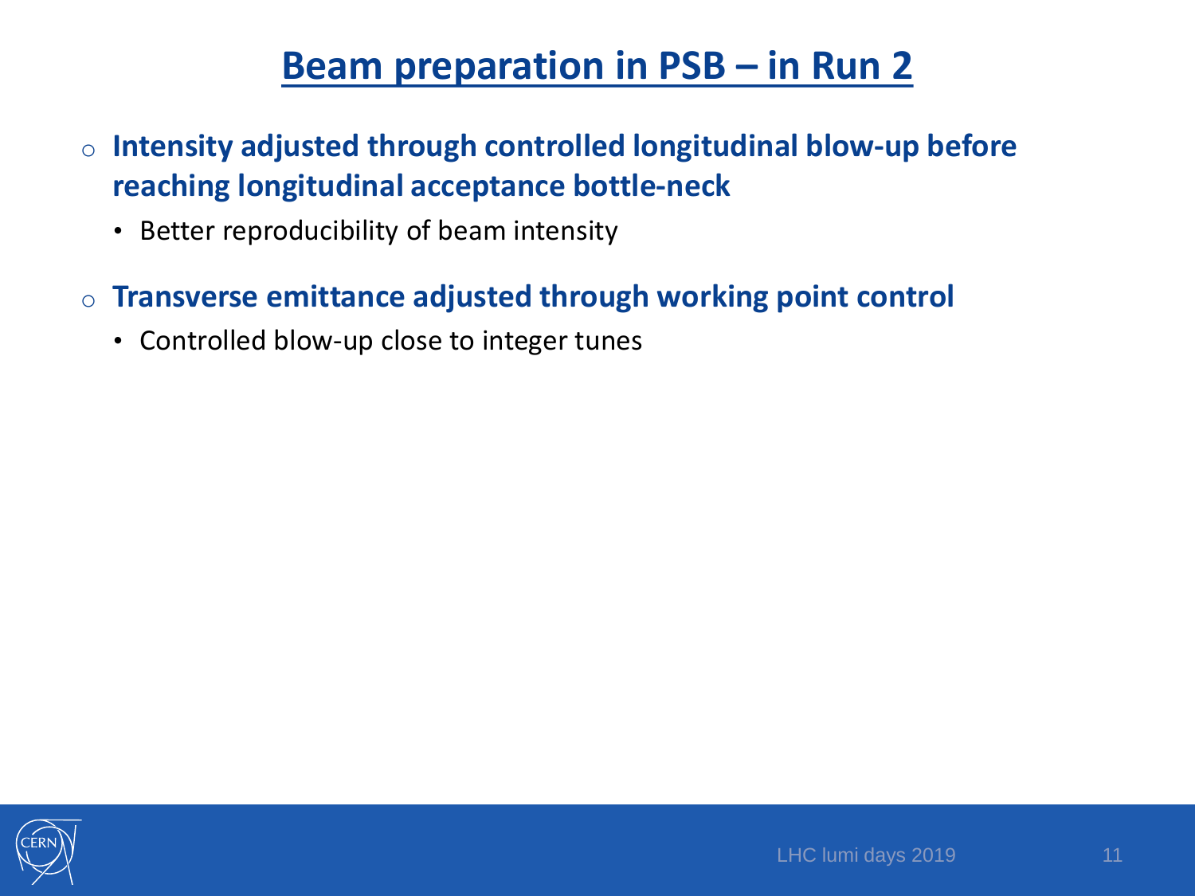# Beam preparation in PSB – in Run 2

- **Intensity adjusted through controlled longitudinal blow-up before reaching longitudinal acceptance bottle-neck**
  - Better reproducibility of beam intensity
- **Transverse emittance adjusted through working point control**
  - Controlled blow-up close to integer tunes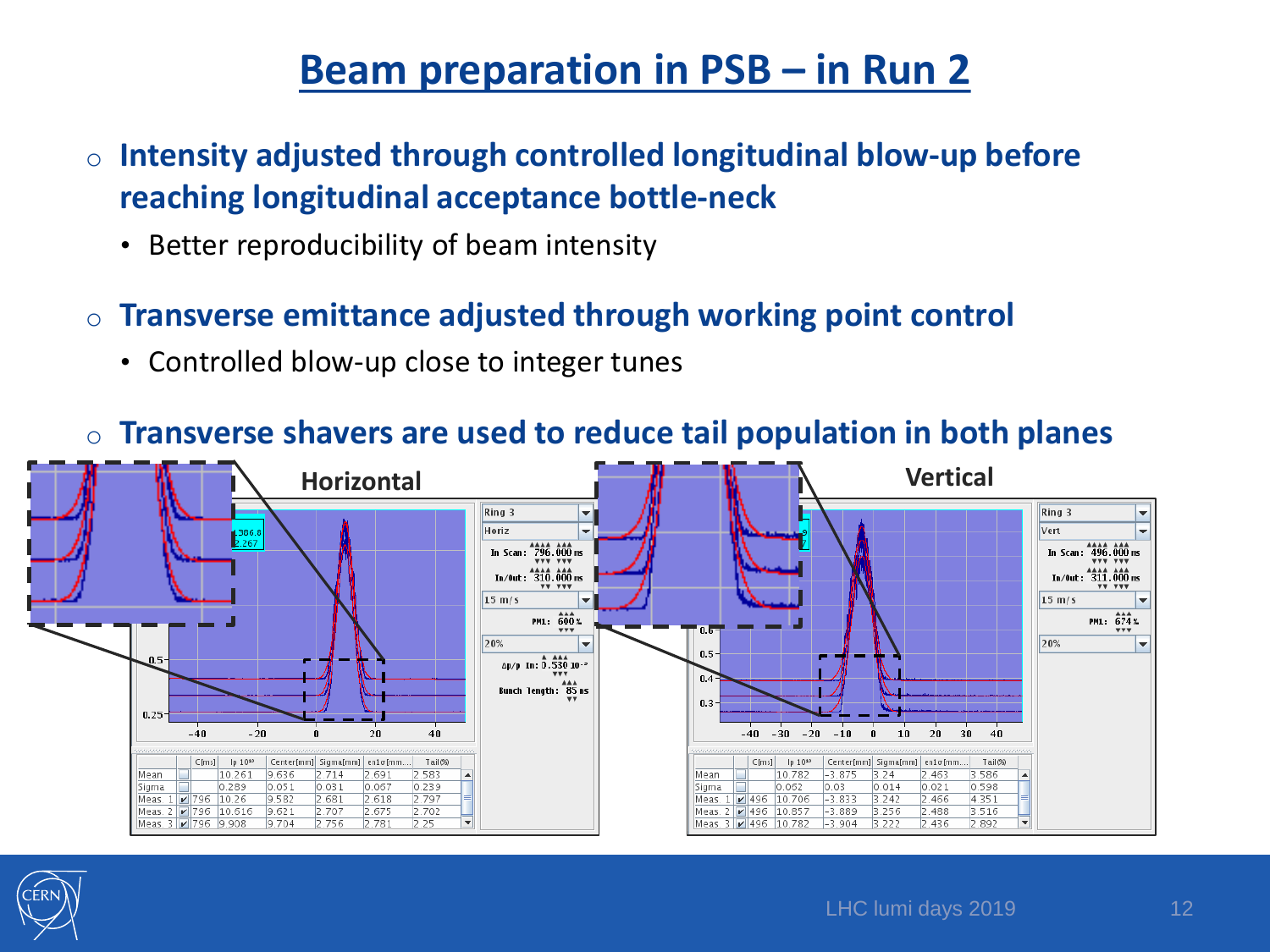# Beam preparation in PSB – in Run 2

- **Intensity adjusted through controlled longitudinal blow-up before reaching longitudinal acceptance bottle-neck**
  - Better reproducibility of beam intensity
- **Transverse emittance adjusted through working point control**
  - Controlled blow-up close to integer tunes
- **Transverse shavers are used to reduce tail population in both planes**

**Horizontal**

| | C[ms] | Ip $10^{10}$ | Center[mm] | Sigma[mm] | en1σ[mm... | Tail(%) |
|---|---|---|---|---|---|---|
| Mean | | 10.261 | 9.636 | 2.714 | 2.691 | 2.583 |
| Sigma | | 0.289 | 0.051 | 0.031 | 0.067 | 0.239 |
| Meas. 1 | 796 | 10.26 | 9.582 | 2.681 | 2.618 | 2.797 |
| Meas. 2 | 796 | 10.616 | 9.621 | 2.707 | 2.675 | 2.702 |
| Meas. 3 | 796 | 9.908 | 9.704 | 2.756 | 2.781 | 2.25 |

**Vertical**

| | C[ms] | Ip $10^{10}$ | Center[mm] | Sigma[mm] | en1σ[mm... | Tail(%) |
|---|---|---|---|---|---|---|
| Mean | | 10.782 | -3.875 | 3.24 | 2.463 | 3.586 |
| Sigma | | 0.062 | 0.03 | 0.014 | 0.021 | 0.598 |
| Meas. 1 | 496 | 10.706 | -3.833 | 3.242 | 2.466 | 4.351 |
| Meas. 2 | 496 | 10.857 | -3.889 | 3.256 | 2.488 | 3.516 |
| Meas. 3 | 496 | 10.782 | -3.904 | 3.222 | 2.436 | 2.892 |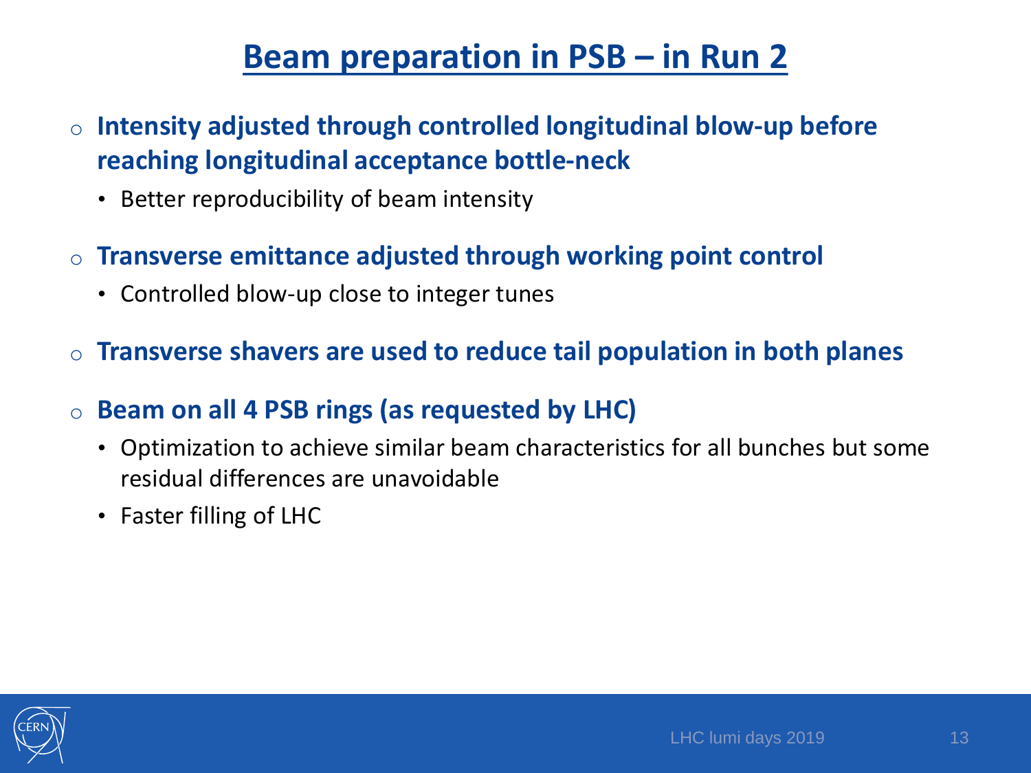# Beam preparation in PSB – in Run 2

- **Intensity adjusted through controlled longitudinal blow-up before reaching longitudinal acceptance bottle-neck**
  - Better reproducibility of beam intensity
- **Transverse emittance adjusted through working point control**
  - Controlled blow-up close to integer tunes
- **Transverse shavers are used to reduce tail population in both planes**
- **Beam on all 4 PSB rings (as requested by LHC)**
  - Optimization to achieve similar beam characteristics for all bunches but some residual differences are unavoidable
  - Faster filling of LHC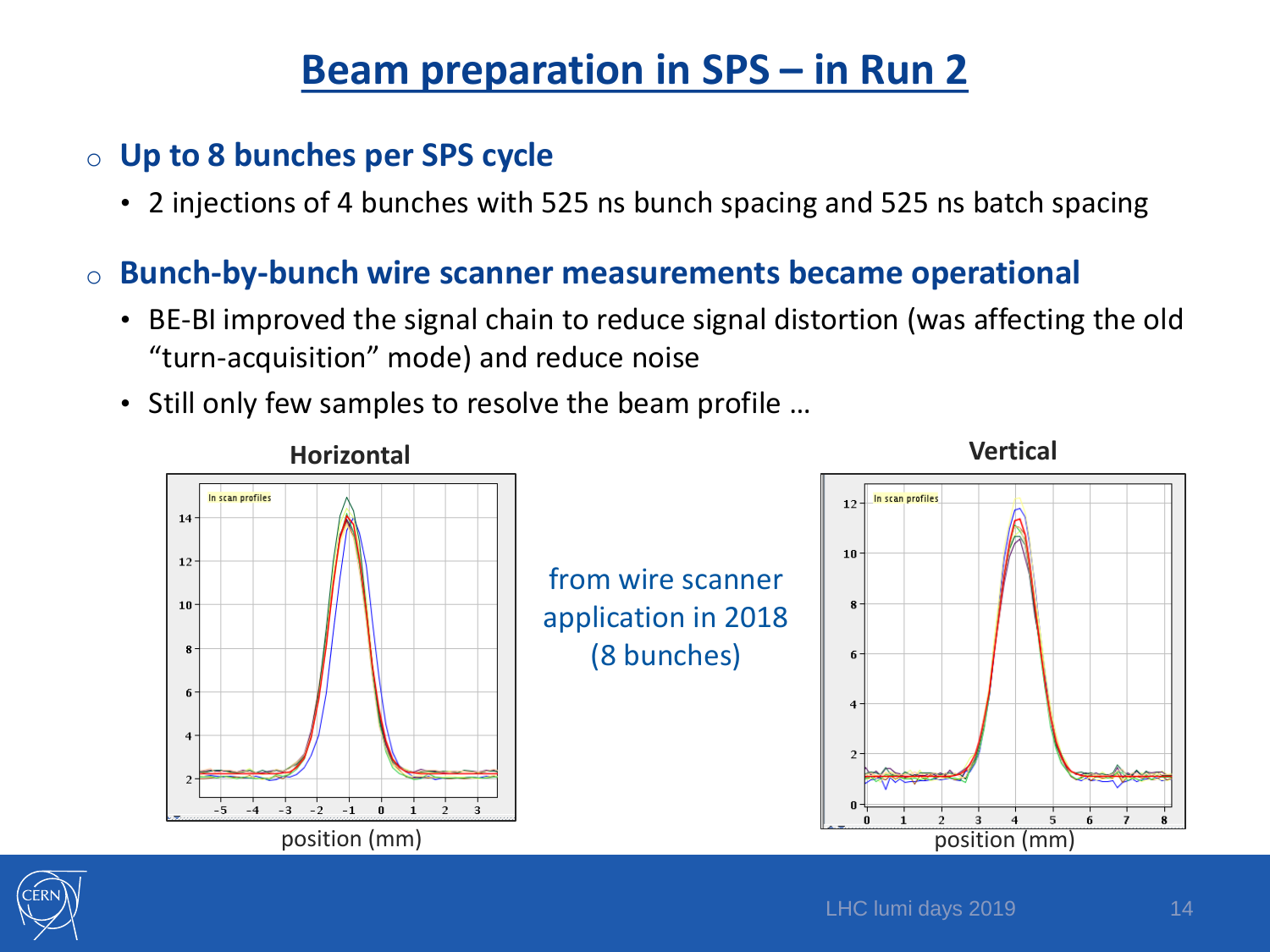# Beam preparation in SPS – in Run 2

- **Up to 8 bunches per SPS cycle**
  - 2 injections of 4 bunches with 525 ns bunch spacing and 525 ns batch spacing
- **Bunch-by-bunch wire scanner measurements became operational**
  - BE-BI improved the signal chain to reduce signal distortion (was affecting the old “turn-acquisition” mode) and reduce noise
  - Still only few samples to resolve the beam profile …

**Horizontal**

position (mm)

from wire scanner application in 2018 (8 bunches)

**Vertical**

position (mm)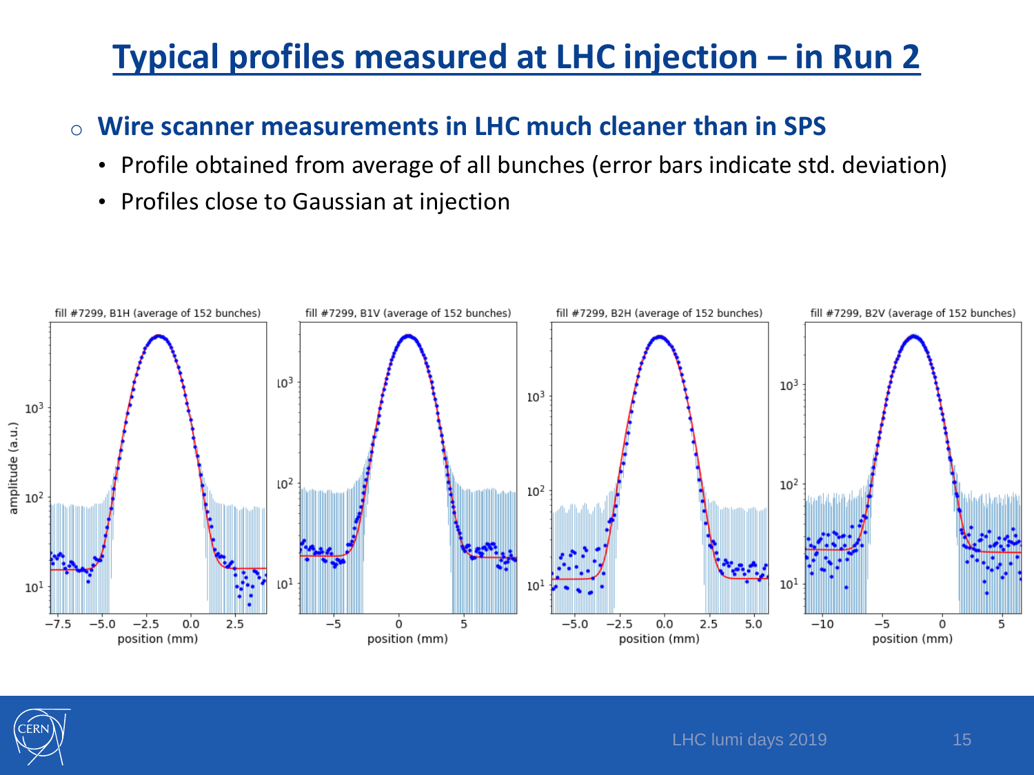# Typical profiles measured at LHC injection – in Run 2

- **Wire scanner measurements in LHC much cleaner than in SPS**
  - Profile obtained from average of all bunches (error bars indicate std. deviation)
  - Profiles close to Gaussian at injection

fill #7299, B1H (average of 152 bunches)

fill #7299, B1V (average of 152 bunches)

fill #7299, B2H (average of 152 bunches)

fill #7299, B2V (average of 152 bunches)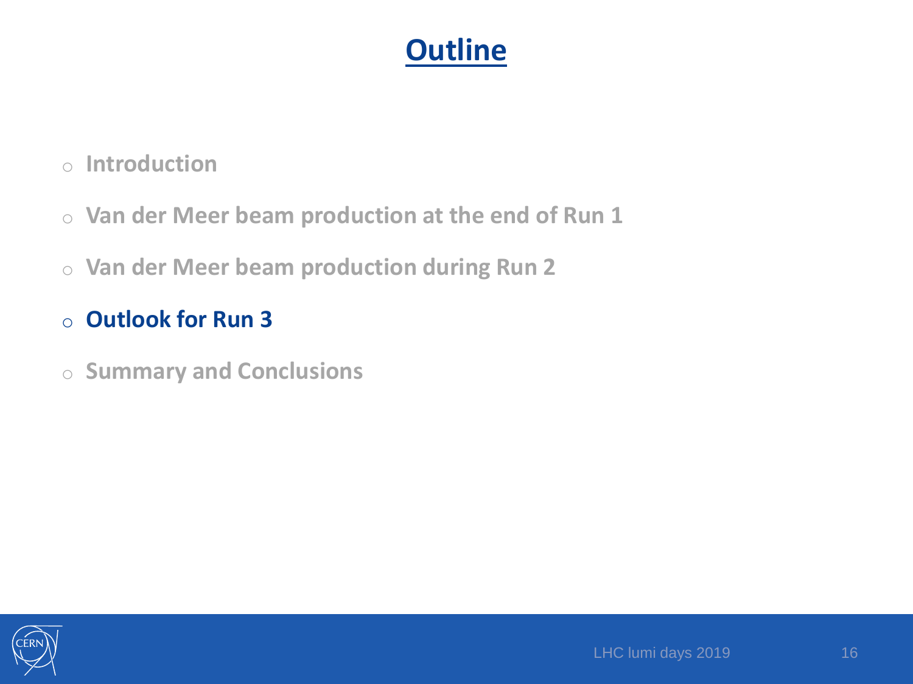# Outline

- Introduction
- Van der Meer beam production at the end of Run 1
- Van der Meer beam production during Run 2
- **Outlook for Run 3**
- Summary and Conclusions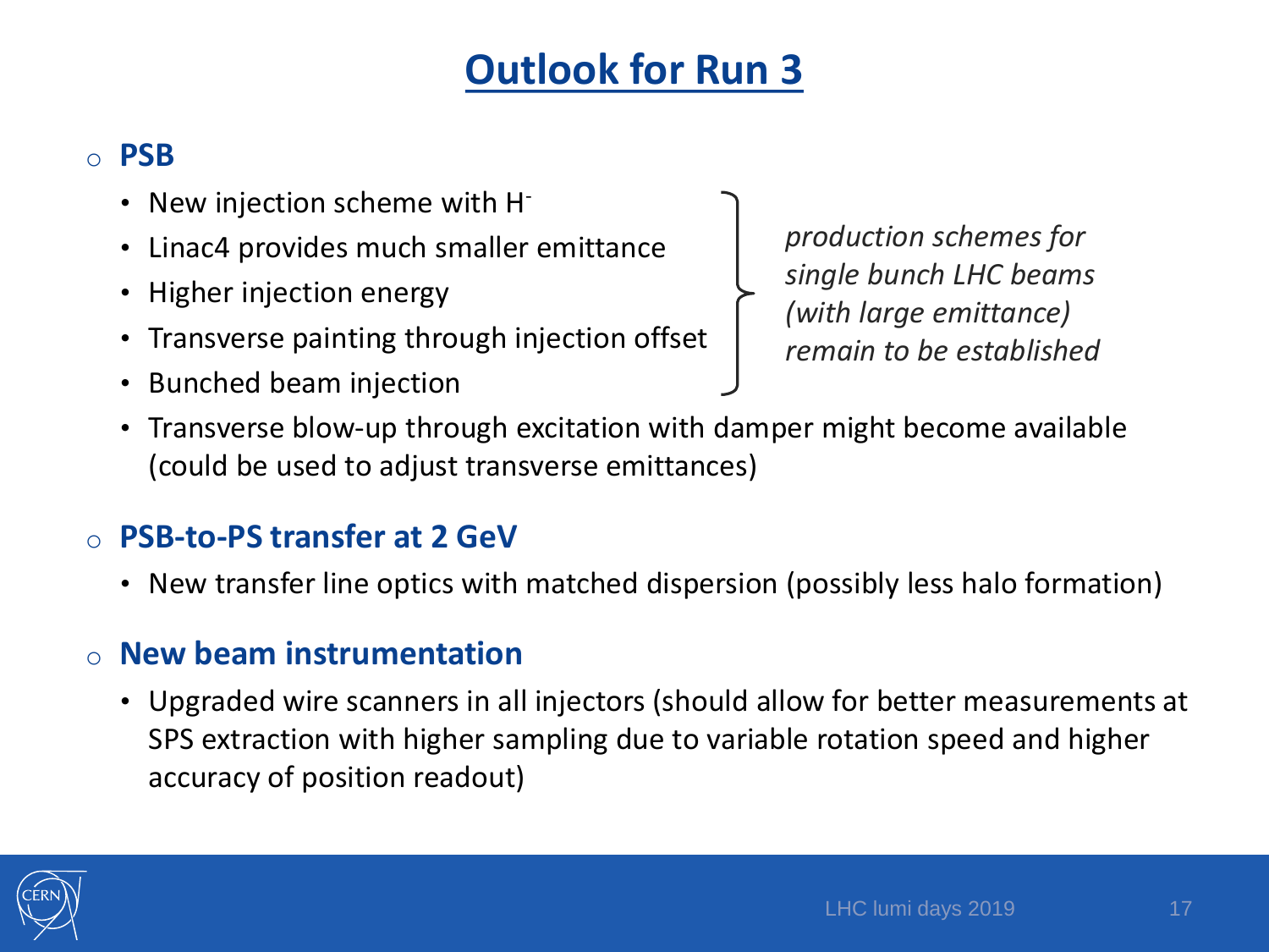# Outlook for Run 3

- **PSB**
  - New injection scheme with $H^-$
  - Linac4 provides much smaller emittance
  - Higher injection energy
  - Transverse painting through injection offset
  - Bunched beam injection

  *production schemes for single bunch LHC beams (with large emittance) remain to be established*

  - Transverse blow-up through excitation with damper might become available (could be used to adjust transverse emittances)

- **PSB-to-PS transfer at 2 GeV**
  - New transfer line optics with matched dispersion (possibly less halo formation)

- **New beam instrumentation**
  - Upgraded wire scanners in all injectors (should allow for better measurements at SPS extraction with higher sampling due to variable rotation speed and higher accuracy of position readout)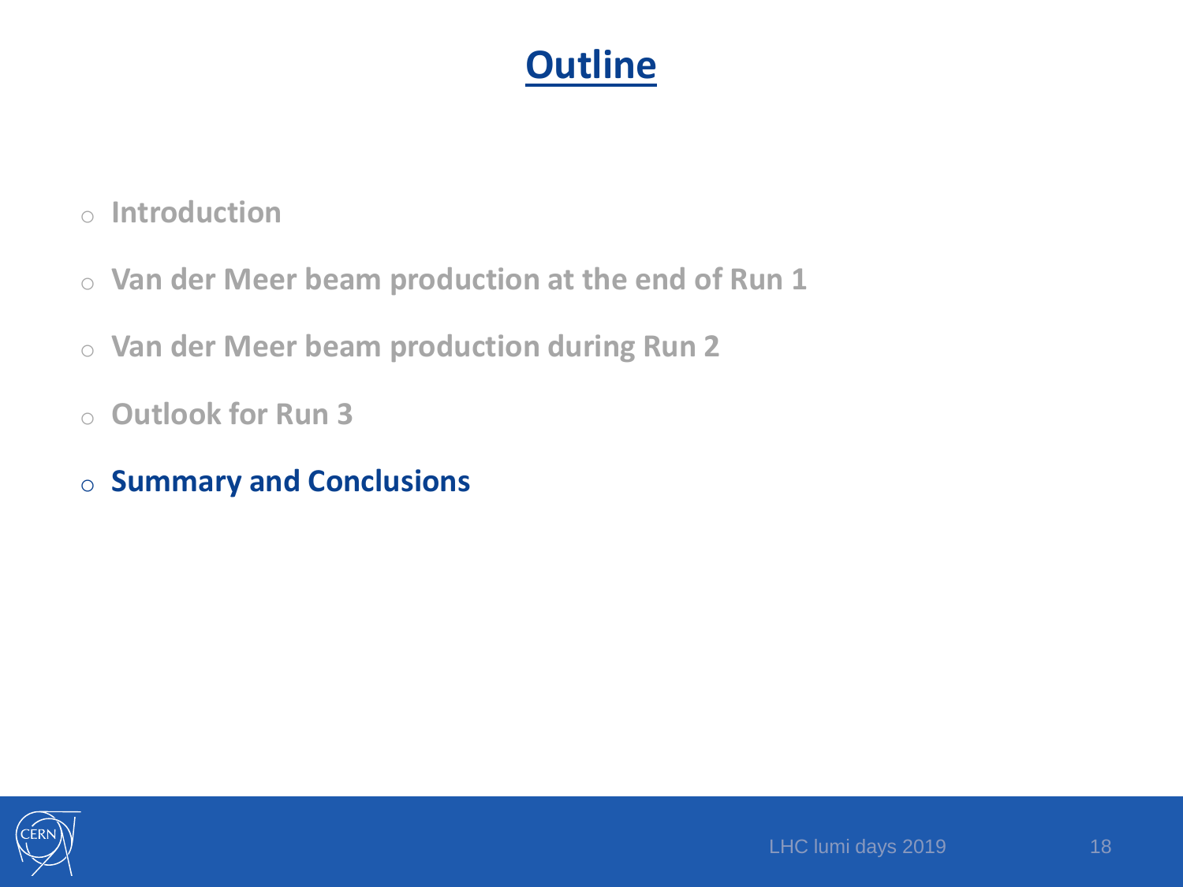# Outline

- Introduction
- Van der Meer beam production at the end of Run 1
- Van der Meer beam production during Run 2
- Outlook for Run 3
- **Summary and Conclusions**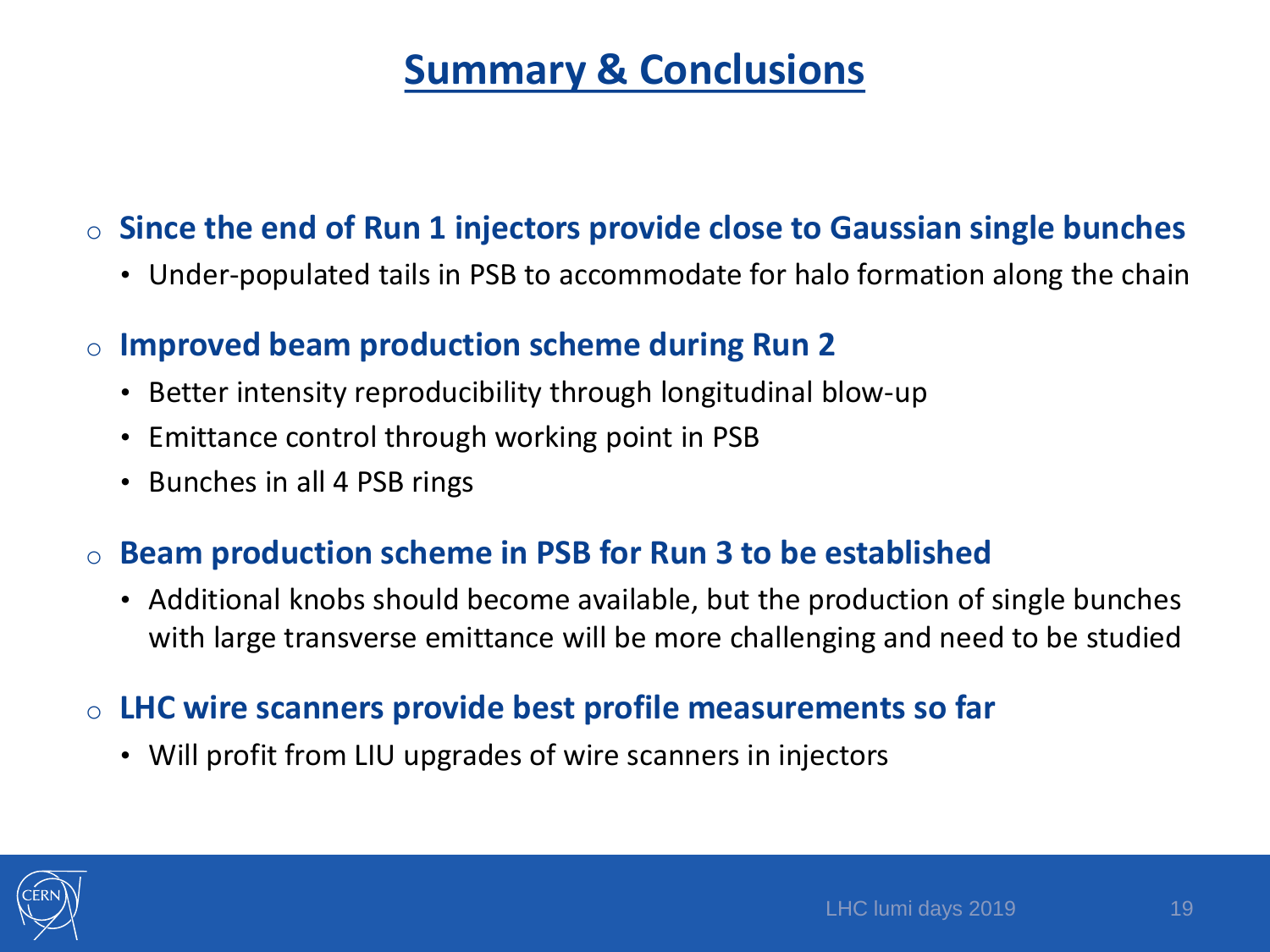# Summary & Conclusions

- **Since the end of Run 1 injectors provide close to Gaussian single bunches**
  - Under-populated tails in PSB to accommodate for halo formation along the chain
- **Improved beam production scheme during Run 2**
  - Better intensity reproducibility through longitudinal blow-up
  - Emittance control through working point in PSB
  - Bunches in all 4 PSB rings
- **Beam production scheme in PSB for Run 3 to be established**
  - Additional knobs should become available, but the production of single bunches with large transverse emittance will be more challenging and need to be studied
- **LHC wire scanners provide best profile measurements so far**
  - Will profit from LIU upgrades of wire scanners in injectors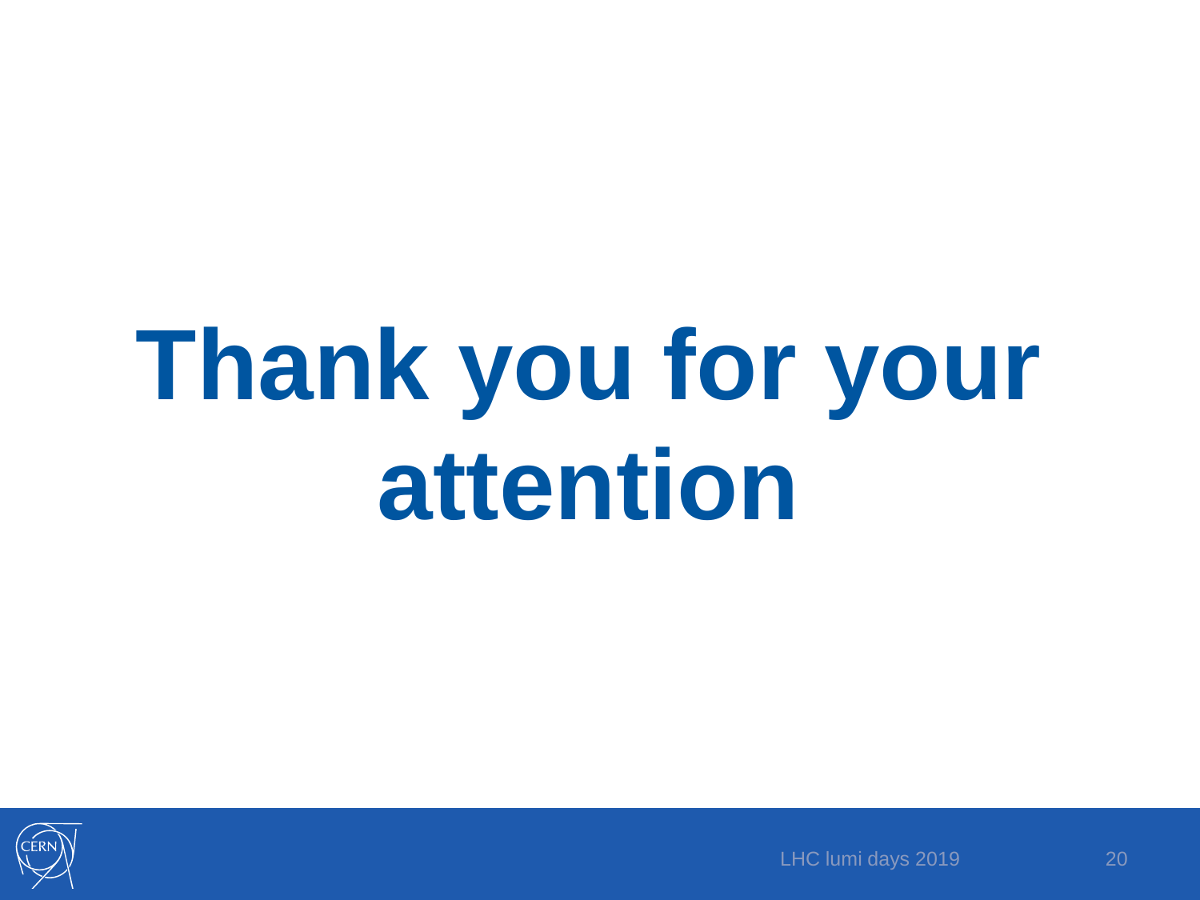# Thank you for your attention